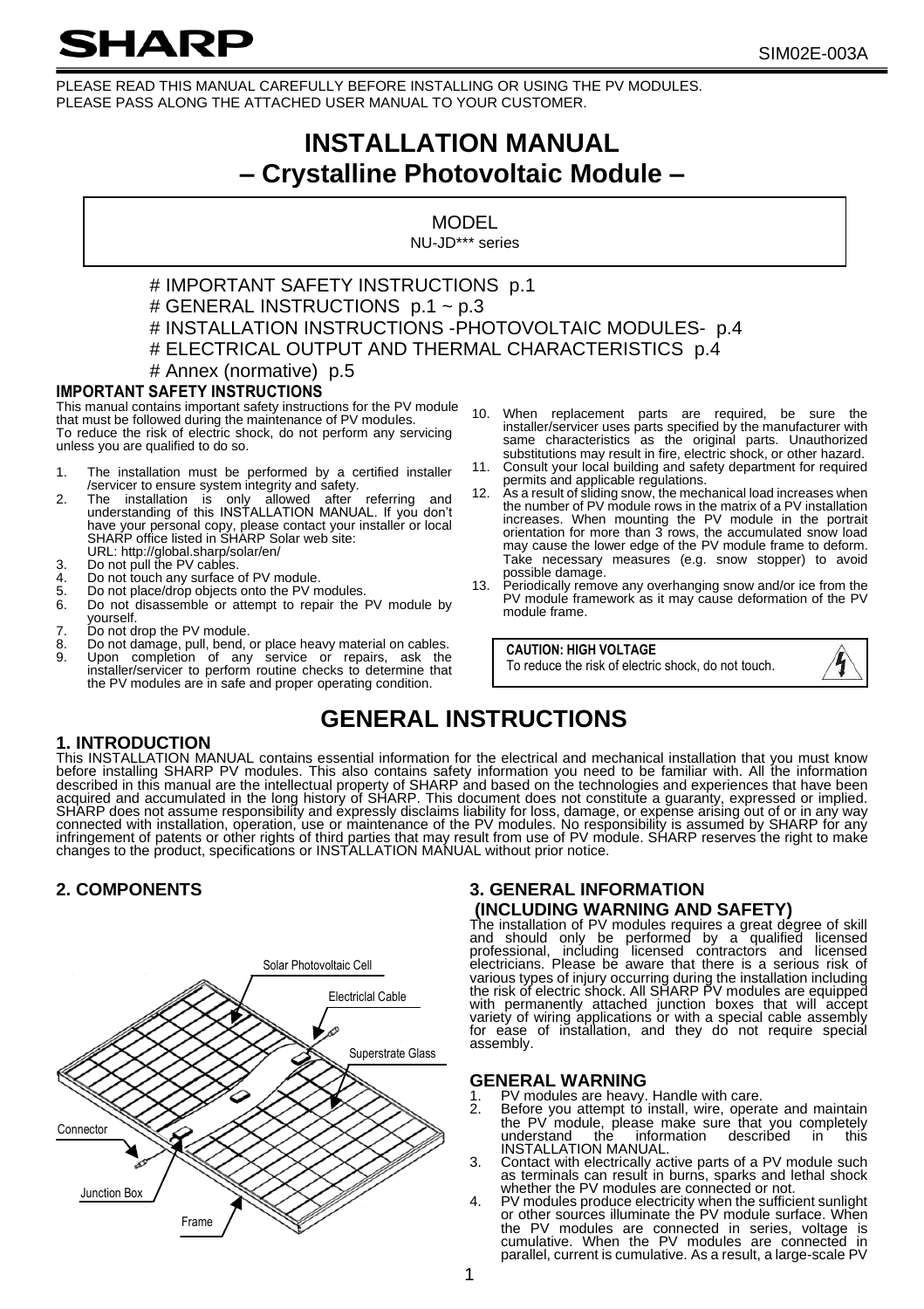# SHARP

SIM02E-003A

PLEASE READ THIS MANUAL CAREFULLY BEFORE INSTALLING OR USING THE PV MODULES.
PLEASE PASS ALONG THE ATTACHED USER MANUAL TO YOUR CUSTOMER.

# INSTALLATION MANUAL
# – Crystalline Photovoltaic Module –

MODEL
NU-JD*** series

# IMPORTANT SAFETY INSTRUCTIONS p.1
# GENERAL INSTRUCTIONS p.1 ~ p.3
# INSTALLATION INSTRUCTIONS -PHOTOVOLTAIC MODULES- p.4
# ELECTRICAL OUTPUT AND THERMAL CHARACTERISTICS p.4
# Annex (normative) p.5

## IMPORTANT SAFETY INSTRUCTIONS

This manual contains important safety instructions for the PV module that must be followed during the maintenance of PV modules.
To reduce the risk of electric shock, do not perform any servicing unless you are qualified to do so.

1. The installation must be performed by a certified installer /servicer to ensure system integrity and safety.
2. The installation is only allowed after referring and understanding of this INSTALLATION MANUAL. If you don't have your personal copy, please contact your installer or local SHARP office listed in SHARP Solar web site: URL: http://global.sharp/solar/en/
3. Do not pull the PV cables.
4. Do not touch any surface of PV module.
5. Do not place/drop objects onto the PV modules.
6. Do not disassemble or attempt to repair the PV module by yourself.
7. Do not drop the PV module.
8. Do not damage, pull, bend, or place heavy material on cables.
9. Upon completion of any service or repairs, ask the installer/servicer to perform routine checks to determine that the PV modules are in safe and proper operating condition.
10. When replacement parts are required, be sure the installer/servicer uses parts specified by the manufacturer with same characteristics as the original parts. Unauthorized substitutions may result in fire, electric shock, or other hazard.
11. Consult your local building and safety department for required permits and applicable regulations.
12. As a result of sliding snow, the mechanical load increases when the number of PV module rows in the matrix of a PV installation increases. When mounting the PV module in the portrait orientation for more than 3 rows, the accumulated snow load may cause the lower edge of the PV module frame to deform. Take necessary measures (e.g. snow stopper) to avoid possible damage.
13. Periodically remove any overhanging snow and/or ice from the PV module framework as it may cause deformation of the PV module frame.

**CAUTION: HIGH VOLTAGE**
To reduce the risk of electric shock, do not touch.

# GENERAL INSTRUCTIONS

## 1. INTRODUCTION

This INSTALLATION MANUAL contains essential information for the electrical and mechanical installation that you must know before installing SHARP PV modules. This also contains safety information you need to be familiar with. All the information described in this manual are the intellectual property of SHARP and based on the technologies and experiences that have been acquired and accumulated in the long history of SHARP. This document does not constitute a guaranty, expressed or implied. SHARP does not assume responsibility and expressly disclaims liability for loss, damage, or expense arising out of or in any way connected with installation, operation, use or maintenance of the PV modules. No responsibility is assumed by SHARP for any infringement of patents or other rights of third parties that may result from use of PV module. SHARP reserves the right to make changes to the product, specifications or INSTALLATION MANUAL without prior notice.

## 2. COMPONENTS

Solar Photovoltaic Cell
Electricial Cable
Superstrate Glass
Connector
Junction Box
Frame

## 3. GENERAL INFORMATION (INCLUDING WARNING AND SAFETY)

The installation of PV modules requires a great degree of skill and should only be performed by a qualified licensed professional, including licensed contractors and licensed electricians. Please be aware that there is a serious risk of various types of injury occurring during the installation including the risk of electric shock. All SHARP PV modules are equipped with permanently attached junction boxes that will accept variety of wiring applications or with a special cable assembly for ease of installation, and they do not require special assembly.

### GENERAL WARNING

1. PV modules are heavy. Handle with care.
2. Before you attempt to install, wire, operate and maintain the PV module, please make sure that you completely understand the information described in this INSTALLATION MANUAL.
3. Contact with electrically active parts of a PV module such as terminals can result in burns, sparks and lethal shock whether the PV modules are connected or not.
4. PV modules produce electricity when the sufficient sunlight or other sources illuminate the PV module surface. When the PV modules are connected in series, voltage is cumulative. When the PV modules are connected in parallel, current is cumulative. As a result, a large-scale PV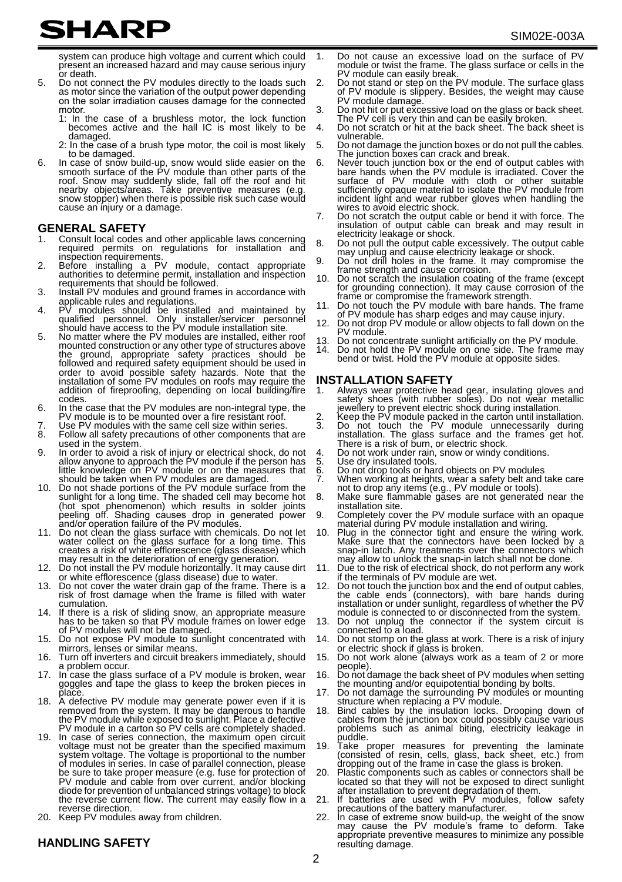system can produce high voltage and current which could present an increased hazard and may cause serious injury or death.

5. Do not connect the PV modules directly to the loads such as motor since the variation of the output power depending on the solar irradiation causes damage for the connected motor.
   1: In the case of a brushless motor, the lock function becomes active and the hall IC is most likely to be damaged.
   2: In the case of a brush type motor, the coil is most likely to be damaged.
6. In case of snow build-up, snow would slide easier on the smooth surface of the PV module than other parts of the roof. Snow may suddenly slide, fall off the roof and hit nearby objects/areas. Take preventive measures (e.g. snow stopper) when there is possible risk such case would cause an injury or a damage.

## GENERAL SAFETY

1. Consult local codes and other applicable laws concerning required permits on regulations for installation and inspection requirements.
2. Before installing a PV module, contact appropriate authorities to determine permit, installation and inspection requirements that should be followed.
3. Install PV modules and ground frames in accordance with applicable rules and regulations.
4. PV modules should be installed and maintained by qualified personnel. Only installer/servicer personnel should have access to the PV module installation site.
5. No matter where the PV modules are installed, either roof mounted construction or any other type of structures above the ground, appropriate safety practices should be followed and required safety equipment should be used in order to avoid possible safety hazards. Note that the installation of some PV modules on roofs may require the addition of fireproofing, depending on local building/fire codes.
6. In the case that the PV modules are non-integral type, the PV module is to be mounted over a fire resistant roof.
7. Use PV modules with the same cell size within series.
8. Follow all safety precautions of other components that are used in the system.
9. In order to avoid a risk of injury or electrical shock, do not allow anyone to approach the PV module if the person has little knowledge on PV module or on the measures that should be taken when PV modules are damaged.
10. Do not shade portions of the PV module surface from the sunlight for a long time. The shaded cell may become hot (hot spot phenomenon) which results in solder joints peeling off. Shading causes drop in generated power and/or operation failure of the PV modules.
11. Do not clean the glass surface with chemicals. Do not let water collect on the glass surface for a long time. This creates a risk of white efflorescence (glass disease) which may result in the deterioration of energy generation.
12. Do not install the PV module horizontally. It may cause dirt or white efflorescence (glass disease) due to water.
13. Do not cover the water drain gap of the frame. There is a risk of frost damage when the frame is filled with water cumulation.
14. If there is a risk of sliding snow, an appropriate measure has to be taken so that PV module frames on lower edge of PV modules will not be damaged.
15. Do not expose PV module to sunlight concentrated with mirrors, lenses or similar means.
16. Turn off inverters and circuit breakers immediately, should a problem occur.
17. In case the glass surface of a PV module is broken, wear goggles and tape the glass to keep the broken pieces in place.
18. A defective PV module may generate power even if it is removed from the system. It may be dangerous to handle the PV module while exposed to sunlight. Place a defective PV module in a carton so PV cells are completely shaded.
19. In case of series connection, the maximum open circuit voltage must not be greater than the specified maximum system voltage. The voltage is proportional to the number of modules in series. In case of parallel connection, please be sure to take proper measure (e.g. fuse for protection of PV module and cable from over current, and/or blocking diode for prevention of unbalanced strings voltage) to block the reverse current flow. The current may easily flow in a reverse direction.
20. Keep PV modules away from children.

## HANDLING SAFETY

1. Do not cause an excessive load on the surface of PV module or twist the frame. The glass surface or cells in the PV module can easily break.
2. Do not stand or step on the PV module. The surface glass of PV module is slippery. Besides, the weight may cause PV module damage.
3. Do not hit or put excessive load on the glass or back sheet. The PV cell is very thin and can be easily broken.
4. Do not scratch or hit at the back sheet. The back sheet is vulnerable.
5. Do not damage the junction boxes or do not pull the cables. The junction boxes can crack and break.
6. Never touch junction box or the end of output cables with bare hands when the PV module is irradiated. Cover the surface of PV module with cloth or other suitable sufficiently opaque material to isolate the PV module from incident light and wear rubber gloves when handling the wires to avoid electric shock.
7. Do not scratch the output cable or bend it with force. The insulation of output cable can break and may result in electricity leakage or shock.
8. Do not pull the output cable excessively. The output cable may unplug and cause electricity leakage or shock.
9. Do not drill holes in the frame. It may compromise the frame strength and cause corrosion.
10. Do not scratch the insulation coating of the frame (except for grounding connection). It may cause corrosion of the frame or compromise the framework strength.
11. Do not touch the PV module with bare hands. The frame of PV module has sharp edges and may cause injury.
12. Do not drop PV module or allow objects to fall down on the PV module.
13. Do not concentrate sunlight artificially on the PV module.
14. Do not hold the PV module on one side. The frame may bend or twist. Hold the PV module at opposite sides.

## INSTALLATION SAFETY

1. Always wear protective head gear, insulating gloves and safety shoes (with rubber soles). Do not wear metallic jewellery to prevent electric shock during installation.
2. Keep the PV module packed in the carton until installation.
3. Do not touch the PV module unnecessarily during installation. The glass surface and the frames get hot. There is a risk of burn, or electric shock.
4. Do not work under rain, snow or windy conditions.
5. Use dry insulated tools.
6. Do not drop tools or hard objects on PV modules
7. When working at heights, wear a safety belt and take care not to drop any items (e.g., PV module or tools).
8. Make sure flammable gases are not generated near the installation site.
9. Completely cover the PV module surface with an opaque material during PV module installation and wiring.
10. Plug in the connector tight and ensure the wiring work. Make sure that the connectors have been locked by a snap-in latch. Any treatments over the connectors which may allow to unlock the snap-in latch shall not be done.
11. Due to the risk of electrical shock, do not perform any work if the terminals of PV module are wet.
12. Do not touch the junction box and the end of output cables, the cable ends (connectors), with bare hands during installation or under sunlight, regardless of whether the PV module is connected to or disconnected from the system.
13. Do not unplug the connector if the system circuit is connected to a load.
14. Do not stomp on the glass at work. There is a risk of injury or electric shock if glass is broken.
15. Do not work alone (always work as a team of 2 or more people).
16. Do not damage the back sheet of PV modules when setting the mounting and/or equipotential bonding by bolts.
17. Do not damage the surrounding PV modules or mounting structure when replacing a PV module.
18. Bind cables by the insulation locks. Drooping down of cables from the junction box could possibly cause various problems such as animal biting, electricity leakage in puddle.
19. Take proper measures for preventing the laminate (consisted of resin, cells, glass, back sheet, etc.) from dropping out of the frame in case the glass is broken.
20. Plastic components such as cables or connectors shall be located so that they will not be exposed to direct sunlight after installation to prevent degradation of them.
21. If batteries are used with PV modules, follow safety precautions of the battery manufacturer.
22. In case of extreme snow build-up, the weight of the snow may cause the PV module's frame to deform. Take appropriate preventive measures to minimize any possible resulting damage.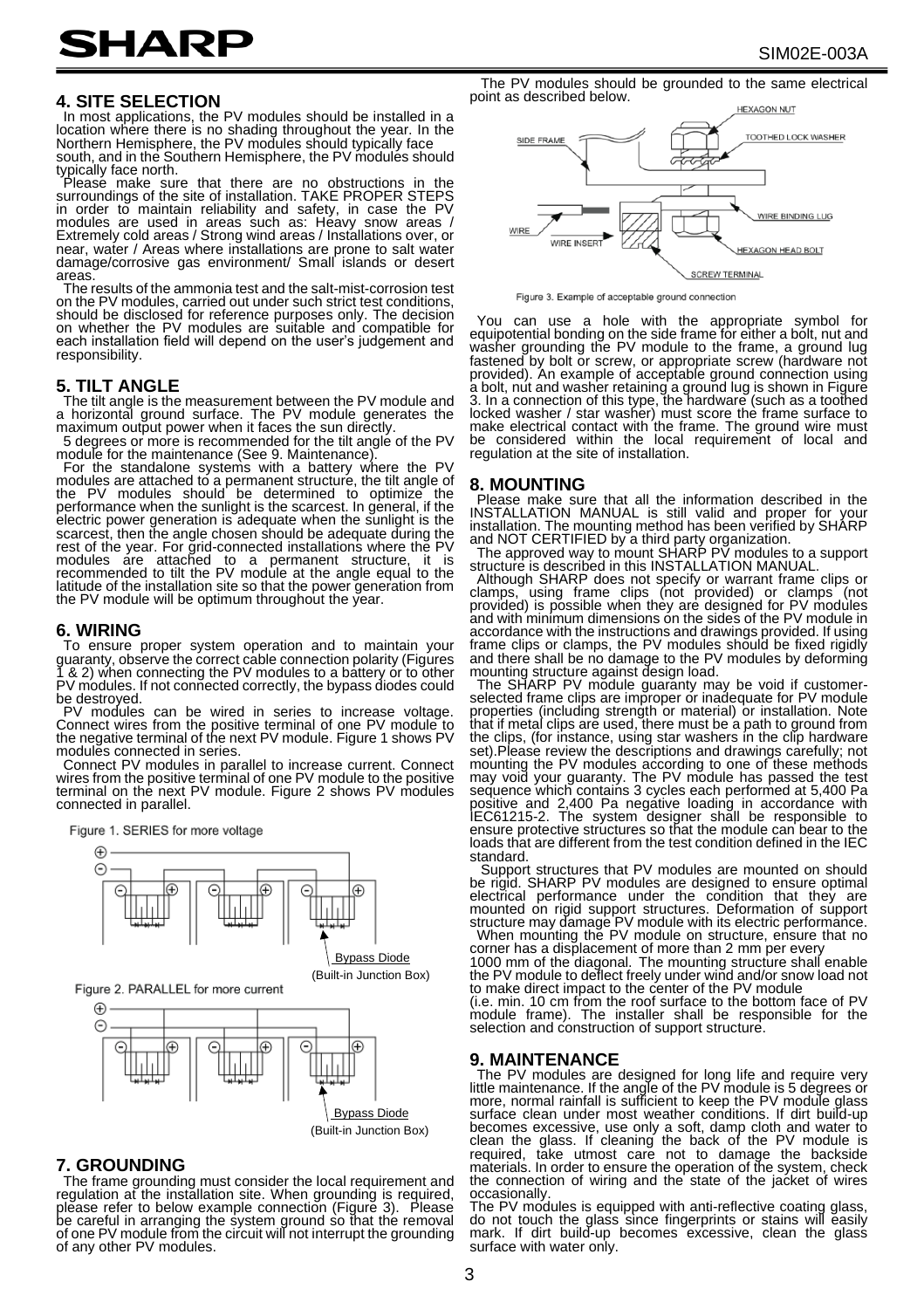## 4. SITE SELECTION

In most applications, the PV modules should be installed in a location where there is no shading throughout the year. In the Northern Hemisphere, the PV modules should typically face south, and in the Southern Hemisphere, the PV modules should typically face north.

Please make sure that there are no obstructions in the surroundings of the site of installation. TAKE PROPER STEPS in order to maintain reliability and safety, in case the PV modules are used in areas such as: Heavy snow areas / Extremely cold areas / Strong wind areas / Installations over, or near, water / Areas where installations are prone to salt water damage/corrosive gas environment/ Small islands or desert areas.

The results of the ammonia test and the salt-mist-corrosion test on the PV modules, carried out under such strict test conditions, should be disclosed for reference purposes only. The decision on whether the PV modules are suitable and compatible for each installation field will depend on the user's judgement and responsibility.

## 5. TILT ANGLE

The tilt angle is the measurement between the PV module and a horizontal ground surface. The PV module generates the maximum output power when it faces the sun directly.

5 degrees or more is recommended for the tilt angle of the PV module for the maintenance (See 9. Maintenance).

For the standalone systems with a battery where the PV modules are attached to a permanent structure, the tilt angle of the PV modules should be determined to optimize the performance when the sunlight is the scarcest. In general, if the electric power generation is adequate when the sunlight is the scarcest, then the angle chosen should be adequate during the rest of the year. For grid-connected installations where the PV modules are attached to a permanent structure, it is recommended to tilt the PV module at the angle equal to the latitude of the installation site so that the power generation from the PV module will be optimum throughout the year.

## 6. WIRING

To ensure proper system operation and to maintain your guaranty, observe the correct cable connection polarity (Figures 1 & 2) when connecting the PV modules to a battery or to other PV modules. If not connected correctly, the bypass diodes could be destroyed.

PV modules can be wired in series to increase voltage. Connect wires from the positive terminal of one PV module to the negative terminal of the next PV module. Figure 1 shows PV modules connected in series.

Connect PV modules in parallel to increase current. Connect wires from the positive terminal of one PV module to the positive terminal on the next PV module. Figure 2 shows PV modules connected in parallel.

Figure 1. SERIES for more voltage

Bypass Diode (Built-in Junction Box)

Figure 2. PARALLEL for more current

Bypass Diode (Built-in Junction Box)

## 7. GROUNDING

The frame grounding must consider the local requirement and regulation at the installation site. When grounding is required, please refer to below example connection (Figure 3). Please be careful in arranging the system ground so that the removal of one PV module from the circuit will not interrupt the grounding of any other PV modules.

The PV modules should be grounded to the same electrical point as described below.

HEXAGON NUT, SIDE FRAME, TOOTHED LOCK WASHER, WIRE, WIRE INSERT, WIRE BINDING LUG, HEXAGON HEAD BOLT, SCREW TERMINAL

Figure 3. Example of acceptable ground connection

You can use a hole with the appropriate symbol for equipotential bonding on the side frame for either a bolt, nut and washer grounding the PV module to the frame, a ground lug fastened by bolt or screw, or appropriate screw (hardware not provided). An example of acceptable ground connection using a bolt, nut and washer retaining a ground lug is shown in Figure 3. In a connection of this type, the hardware (such as a toothed locked washer / star washer) must score the frame surface to make electrical contact with the frame. The ground wire must be considered within the local requirement of local and regulation at the site of installation.

## 8. MOUNTING

Please make sure that all the information described in the INSTALLATION MANUAL is still valid and proper for your installation. The mounting method has been verified by SHARP and NOT CERTIFIED by a third party organization.

The approved way to mount SHARP PV modules to a support structure is described in this INSTALLATION MANUAL.

Although SHARP does not specify or warrant frame clips or clamps, using frame clips (not provided) or clamps (not provided) is possible when they are designed for PV modules and with minimum dimensions on the sides of the PV module in accordance with the instructions and drawings provided. If using frame clips or clamps, the PV modules should be fixed rigidly and there shall be no damage to the PV modules by deforming mounting structure against design load.

The SHARP PV module guaranty may be void if customer-selected frame clips are improper or inadequate for PV module properties (including strength or material) or installation. Note that if metal clips are used, there must be a path to ground from the clips, (for instance, using star washers in the clip hardware set).Please review the descriptions and drawings carefully; not mounting the PV modules according to one of these methods may void your guaranty. The PV module has passed the test sequence which contains 3 cycles each performed at 5,400 Pa positive and 2,400 Pa negative loading in accordance with IEC61215-2. The system designer shall be responsible to ensure protective structures so that the module can bear to the loads that are different from the test condition defined in the IEC standard.

Support structures that PV modules are mounted on should be rigid. SHARP PV modules are designed to ensure optimal electrical performance under the condition that they are mounted on rigid support structures. Deformation of support structure may damage PV module with its electric performance.

When mounting the PV module on structure, ensure that no corner has a displacement of more than 2 mm per every 1000 mm of the diagonal. The mounting structure shall enable the PV module to deflect freely under wind and/or snow load not to make direct impact to the center of the PV module (i.e. min. 10 cm from the roof surface to the bottom face of PV module frame). The installer shall be responsible for the selection and construction of support structure.

## 9. MAINTENANCE

The PV modules are designed for long life and require very little maintenance. If the angle of the PV module is 5 degrees or more, normal rainfall is sufficient to keep the PV module glass surface clean under most weather conditions. If dirt build-up becomes excessive, use only a soft, damp cloth and water to clean the glass. If cleaning the back of the PV module is required, take utmost care not to damage the backside materials. In order to ensure the operation of the system, check the connection of wiring and the state of the jacket of wires occasionally.

The PV modules is equipped with anti-reflective coating glass, do not touch the glass since fingerprints or stains will easily mark. If dirt build-up becomes excessive, clean the glass surface with water only.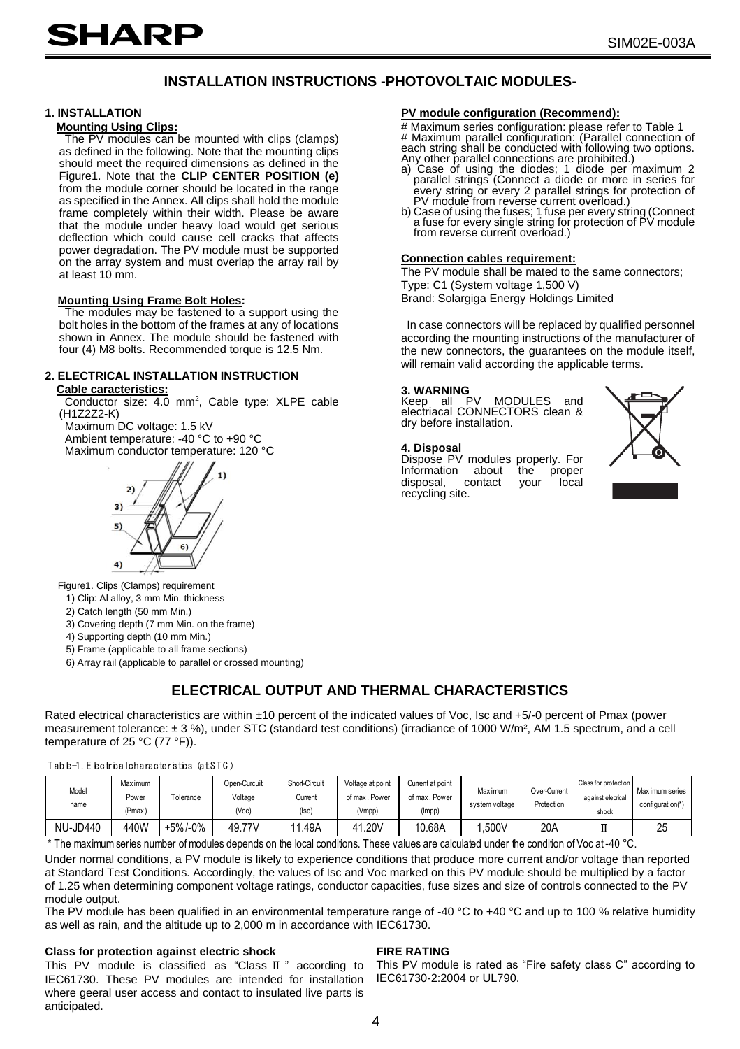# INSTALLATION INSTRUCTIONS -PHOTOVOLTAIC MODULES-

## 1. INSTALLATION

**Mounting Using Clips:**

The PV modules can be mounted with clips (clamps) as defined in the following. Note that the mounting clips should meet the required dimensions as defined in the Figure1. Note that the **CLIP CENTER POSITION (e)** from the module corner should be located in the range as specified in the Annex. All clips shall hold the module frame completely within their width. Please be aware that the module under heavy load would get serious deflection which could cause cell cracks that affects power degradation. The PV module must be supported on the array system and must overlap the array rail by at least 10 mm.

**Mounting Using Frame Bolt Holes:**

The modules may be fastened to a support using the bolt holes in the bottom of the frames at any of locations shown in Annex. The module should be fastened with four (4) M8 bolts. Recommended torque is 12.5 Nm.

## 2. ELECTRICAL INSTALLATION INSTRUCTION

**Cable caracteristics:**

Conductor size: 4.0 mm$^2$, Cable type: XLPE cable (H1Z2Z2-K)
Maximum DC voltage: 1.5 kV
Ambient temperature: -40 °C to +90 °C
Maximum conductor temperature: 120 °C

Figure1. Clips (Clamps) requirement
1) Clip: Al alloy, 3 mm Min. thickness
2) Catch length (50 mm Min.)
3) Covering depth (7 mm Min. on the frame)
4) Supporting depth (10 mm Min.)
5) Frame (applicable to all frame sections)
6) Array rail (applicable to parallel or crossed mounting)

**PV module configuration (Recommend):**

# Maximum series configuration: please refer to Table 1
# Maximum parallel configuration: (Parallel connection of each string shall be conducted with following two options. Any other parallel connections are prohibited.)

a) Case of using the diodes; 1 diode per maximum 2 parallel strings (Connect a diode or more in series for every string or every 2 parallel strings for protection of PV module from reverse current overload.)
b) Case of using the fuses; 1 fuse per every string (Connect a fuse for every single string for protection of PV module from reverse current overload.)

**Connection cables requirement:**

The PV module shall be mated to the same connectors;
Type: C1 (System voltage 1,500 V)
Brand: Solargiga Energy Holdings Limited

In case connectors will be replaced by qualified personnel according the mounting instructions of the manufacturer of the new connectors, the guarantees on the module itself, will remain valid according the applicable terms.

## 3. WARNING

Keep all PV MODULES and electriacal CONNECTORS clean & dry before installation.

## 4. Disposal

Dispose PV modules properly. For Information about the proper disposal, contact your local recycling site.

# ELECTRICAL OUTPUT AND THERMAL CHARACTERISTICS

Rated electrical characteristics are within ±10 percent of the indicated values of Voc, Isc and +5/-0 percent of Pmax (power measurement tolerance: ± 3 %), under STC (standard test conditions) (irradiance of 1000 W/m², AM 1.5 spectrum, and a cell temperature of 25 °C (77 °F)).

Table-1. Electrical characteristics (at STC)

| Model name | Maximum Power (Pmax) | Tolerance | Open-Curcuit Voltage (Voc) | Short-Circuit Current (Isc) | Voltage at point of max. Power (Vmpp) | Current at point of max. Power (Impp) | Maximum system voltage | Over-Current Protection | Class for protection against elecrical shock | Maximum series configuration(*) |
|---|---|---|---|---|---|---|---|---|---|---|
| NU-JD440 | 440W | +5%/-0% | 49.77V | 11.49A | 41.20V | 10.68A | 1,500V | 20A | Ⅱ | 25 |

\* The maximum series number of modules depends on the local conditions. These values are calculated under the condition of Voc at -40 °C.

Under normal conditions, a PV module is likely to experience conditions that produce more current and/or voltage than reported at Standard Test Conditions. Accordingly, the values of Isc and Voc marked on this PV module should be multiplied by a factor of 1.25 when determining component voltage ratings, conductor capacities, fuse sizes and size of controls connected to the PV module output.

The PV module has been qualified in an environmental temperature range of -40 °C to +40 °C and up to 100 % relative humidity as well as rain, and the altitude up to 2,000 m in accordance with IEC61730.

**Class for protection against electric shock**

This PV module is classified as "Class Ⅱ" according to IEC61730. These PV modules are intended for installation where geeral user access and contact to insulated live parts is anticipated.

**FIRE RATING**

This PV module is rated as "Fire safety class C" according to IEC61730-2:2004 or UL790.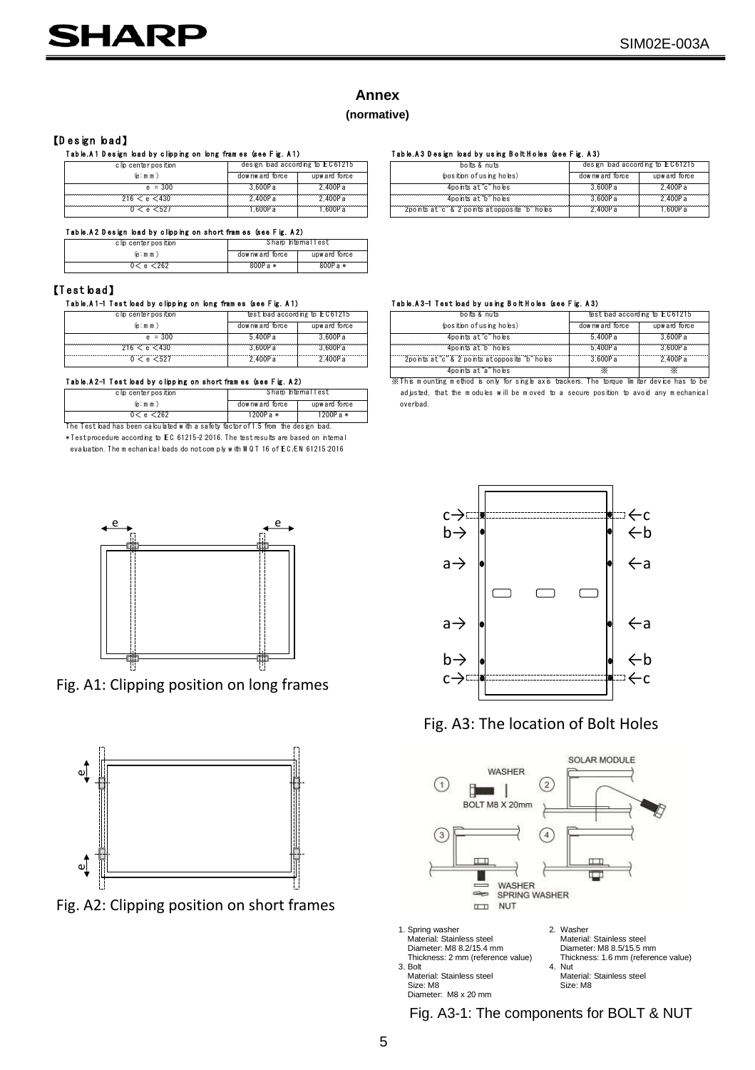# Annex

**(normative)**

## 【Design load】

**Table.A1 Design load by clipping on long frames (see Fig. A1)**

| clip center position | design load according to IEC61215 | |
|---|---|---|
| (e: mm) | downward force | upward force |
| e = 300 | 3,600Pa | 2,400Pa |
| 216 < e <430 | 2,400Pa | 2,400Pa |
| 0 < e <527 | 1,600Pa | 1,600Pa |

**Table.A2 Design load by clipping on short frames (see Fig. A2)**

| clip center position | Sharp Internal Test | |
|---|---|---|
| (e: mm) | downward force | upward force |
| 0< e <262 | 800Pa * | 800Pa * |

**Table.A3 Design load by using Bolt Holes (see Fig. A3)**

| bolts & nuts | design load according to IEC61215 | |
|---|---|---|
| (position of using holes) | downward force | upward force |
| 4points at "c" holes | 3,600Pa | 2,400Pa |
| 4points at "b" holes | 3,600Pa | 2,400Pa |
| 2points at "c" & 2 points at opposite "b" holes | 2,400Pa | 1,600Pa |

## 【Test load】

**Table.A1-1 Test load by clipping on long frames (see Fig. A1)**

| clip center position | test load according to IEC61215 | |
|---|---|---|
| (e: mm) | downward force | upward force |
| e = 300 | 5,400Pa | 3,600Pa |
| 216 < e <430 | 3,600Pa | 3,600Pa |
| 0 < e <527 | 2,400Pa | 2,400Pa |

**Table.A2-1 Test load by clipping on short frames (see Fig. A2)**

| clip center position | Sharp Internal Test | |
|---|---|---|
| (e: mm) | downward force | upward force |
| 0< e <262 | 1200Pa * | 1200Pa * |

The Test load has been calculated with a safety factor of 1.5 from the design load.

*Test procedure according to IEC 61215-2:2016. The test results are based on internal evaluation. The mechanical loads do not comply with MQT 16 of IEC/EN 61215:2016

**Table.A3-1 Test load by using Bolt Holes (see Fig. A3)**

| bolts & nuts | test load according to IEC61215 | |
|---|---|---|
| (position of using holes) | downward force | upward force |
| 4points at "c" holes | 5,400Pa | 3,600Pa |
| 4points at "b" holes | 5,400Pa | 3,600Pa |
| 2points at "c" & 2 points at opposite "b" holes | 3,600Pa | 2,400Pa |
| 4points at "a" holes | ※ | ※ |

※This mounting method is only for single axis trackers. The torque limiter device has to be adjusted, that the modules will be moved to a secure position to avoid any mechanical overload.

Fig. A1: Clipping position on long frames

Fig. A2: Clipping position on short frames

Fig. A3: The location of Bolt Holes

1. Spring washer
   Material: Stainless steel
   Diameter: M8 8.2/15.4 mm
   Thickness: 2 mm (reference value)
2. Washer
   Material: Stainless steel
   Diameter: M8 8.5/15.5 mm
   Thickness: 1.6 mm (reference value)
3. Bolt
   Material: Stainless steel
   Size: M8
   Diameter: M8 x 20 mm
4. Nut
   Material: Stainless steel
   Size: M8

Fig. A3-1: The components for BOLT & NUT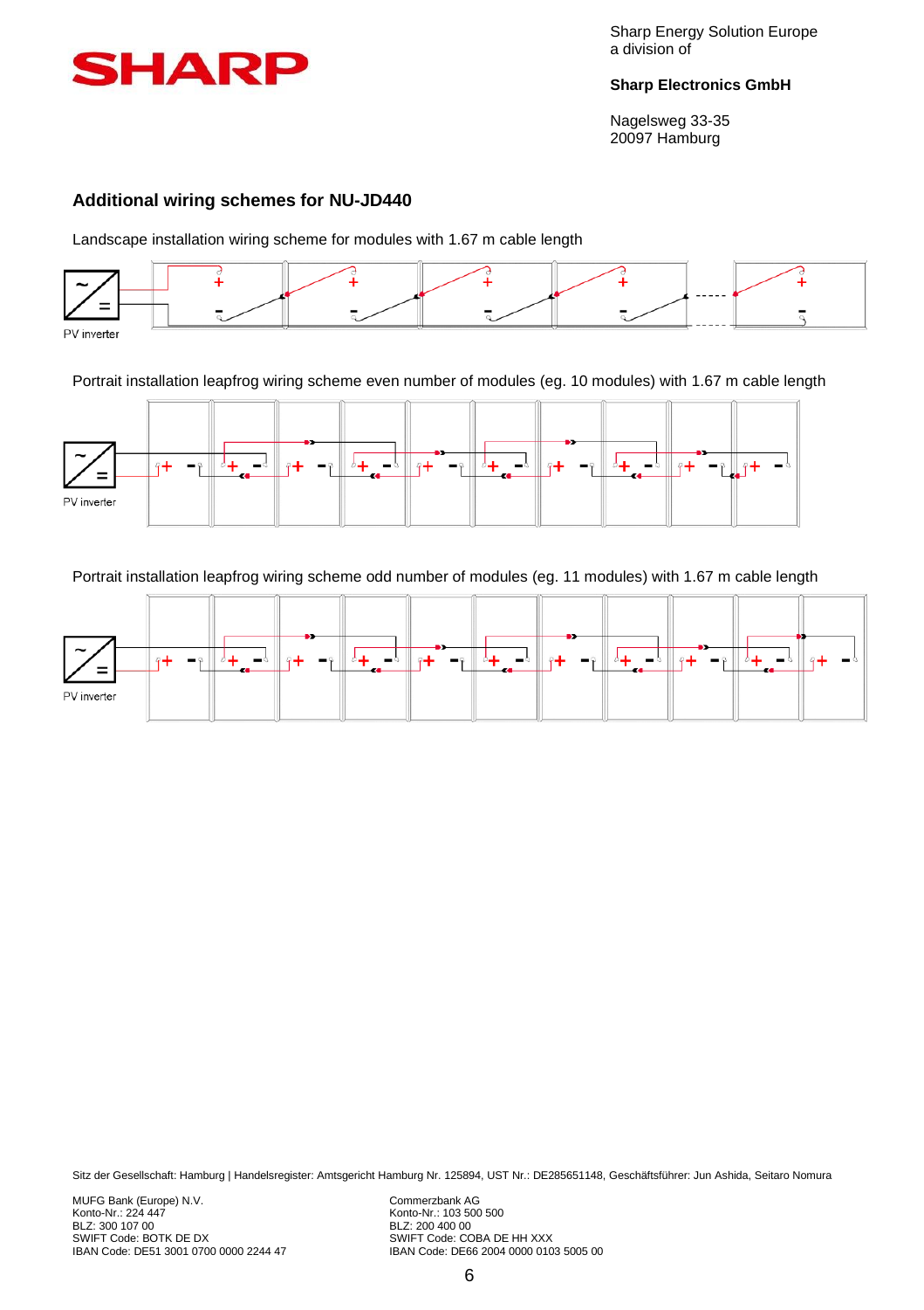Sharp Energy Solution Europe
a division of

**Sharp Electronics GmbH**

Nagelsweg 33-35
20097 Hamburg

### Additional wiring schemes for NU-JD440

Landscape installation wiring scheme for modules with 1.67 m cable length

PV inverter

Portrait installation leapfrog wiring scheme even number of modules (eg. 10 modules) with 1.67 m cable length

PV inverter

Portrait installation leapfrog wiring scheme odd number of modules (eg. 11 modules) with 1.67 m cable length

PV inverter

Sitz der Gesellschaft: Hamburg | Handelsregister: Amtsgericht Hamburg Nr. 125894, UST Nr.: DE285651148, Geschäftsführer: Jun Ashida, Seitaro Nomura

MUFG Bank (Europe) N.V.
Konto-Nr.: 224 447
BLZ: 300 107 00
SWIFT Code: BOTK DE DX
IBAN Code: DE51 3001 0700 0000 2244 47

Commerzbank AG
Konto-Nr.: 103 500 500
BLZ: 200 400 00
SWIFT Code: COBA DE HH XXX
IBAN Code: DE66 2004 0000 0103 5005 00